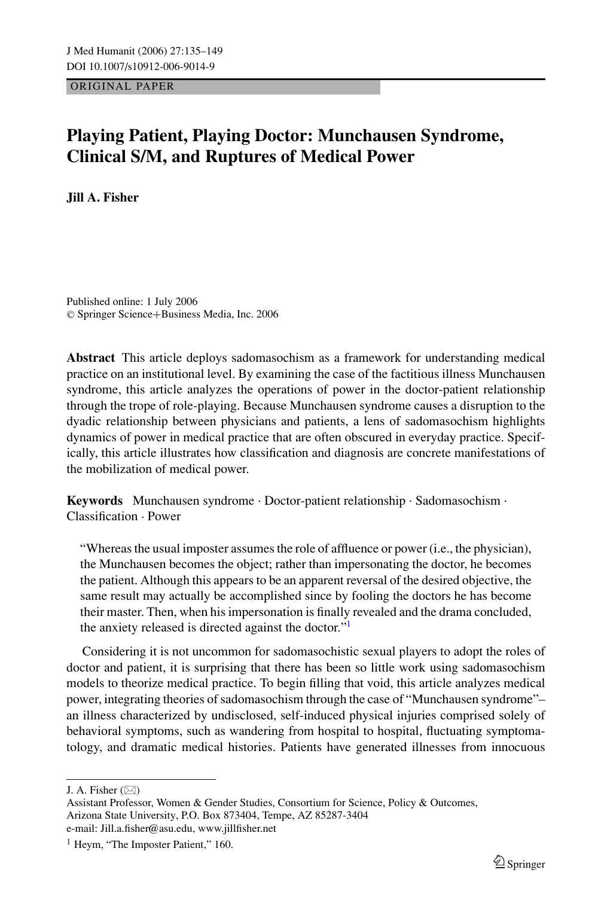ORIGINAL PAPER

# Playing Patient, Playing Doctor: Munchausen Syndrome, Clinical S/M, and Ruptures of Medical Power

**Jill A. Fisher**

Published online: 1 July 2006
© Springer Science+Business Media, Inc. 2006

**Abstract** This article deploys sadomasochism as a framework for understanding medical practice on an institutional level. By examining the case of the factitious illness Munchausen syndrome, this article analyzes the operations of power in the doctor-patient relationship through the trope of role-playing. Because Munchausen syndrome causes a disruption to the dyadic relationship between physicians and patients, a lens of sadomasochism highlights dynamics of power in medical practice that are often obscured in everyday practice. Specifically, this article illustrates how classification and diagnosis are concrete manifestations of the mobilization of medical power.

**Keywords** Munchausen syndrome · Doctor-patient relationship · Sadomasochism · Classification · Power

> "Whereas the usual imposter assumes the role of affluence or power (i.e., the physician), the Munchausen becomes the object; rather than impersonating the doctor, he becomes the patient. Although this appears to be an apparent reversal of the desired objective, the same result may actually be accomplished since by fooling the doctors he has become their master. Then, when his impersonation is finally revealed and the drama concluded, the anxiety released is directed against the doctor."[1]

Considering it is not uncommon for sadomasochistic sexual players to adopt the roles of doctor and patient, it is surprising that there has been so little work using sadomasochism models to theorize medical practice. To begin filling that void, this article analyzes medical power, integrating theories of sadomasochism through the case of "Munchausen syndrome"– an illness characterized by undisclosed, self-induced physical injuries comprised solely of behavioral symptoms, such as wandering from hospital to hospital, fluctuating symptomatology, and dramatic medical histories. Patients have generated illnesses from innocuous

---

J. A. Fisher (✉)
Assistant Professor, Women & Gender Studies, Consortium for Science, Policy & Outcomes,
Arizona State University, P.O. Box 873404, Tempe, AZ 85287-3404
e-mail: Jill.a.fisher@asu.edu, www.jillfisher.net

[1] Heym, "The Imposter Patient," 160.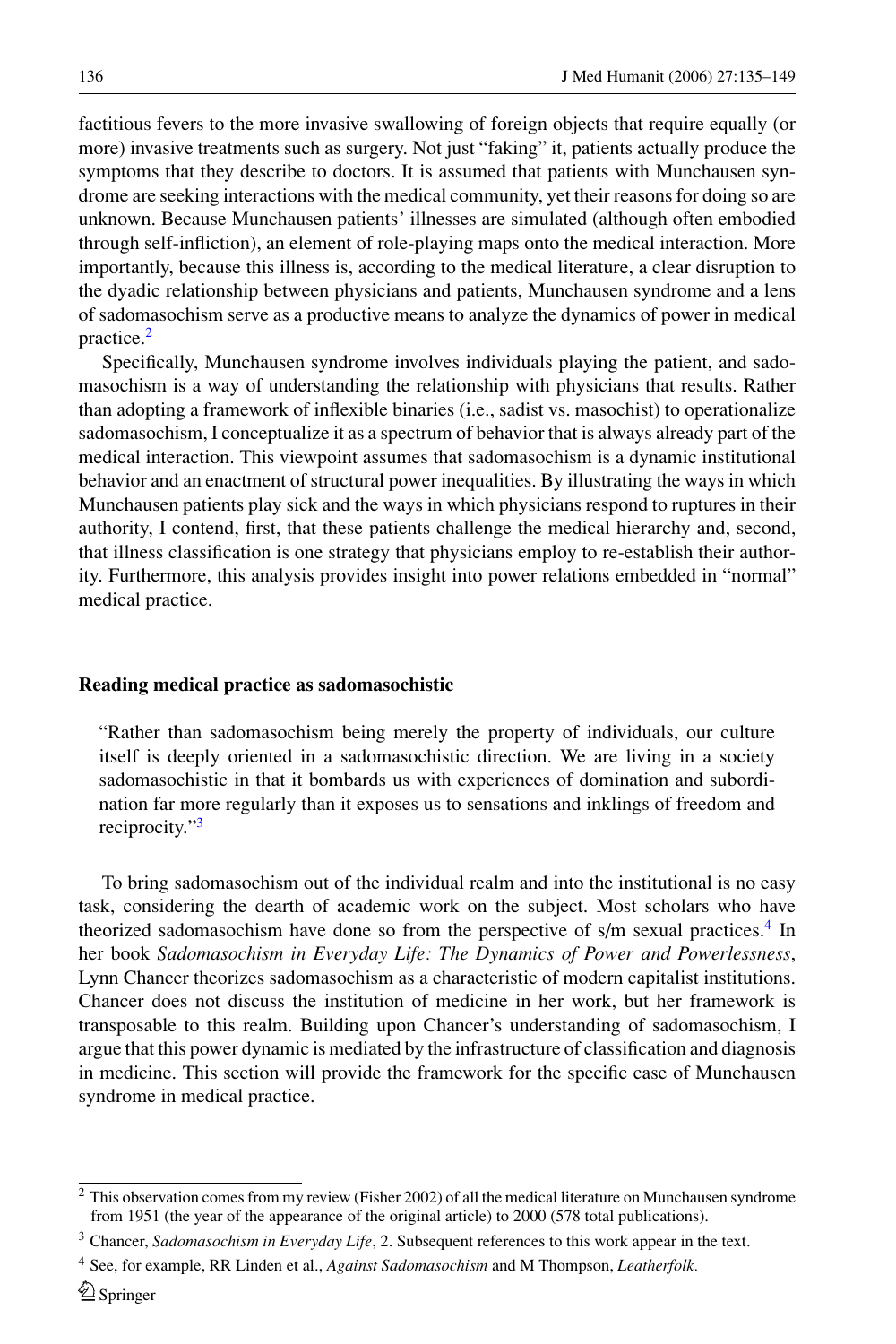factitious fevers to the more invasive swallowing of foreign objects that require equally (or more) invasive treatments such as surgery. Not just "faking" it, patients actually produce the symptoms that they describe to doctors. It is assumed that patients with Munchausen syndrome are seeking interactions with the medical community, yet their reasons for doing so are unknown. Because Munchausen patients' illnesses are simulated (although often embodied through self-infliction), an element of role-playing maps onto the medical interaction. More importantly, because this illness is, according to the medical literature, a clear disruption to the dyadic relationship between physicians and patients, Munchausen syndrome and a lens of sadomasochism serve as a productive means to analyze the dynamics of power in medical practice.[2]

Specifically, Munchausen syndrome involves individuals playing the patient, and sadomasochism is a way of understanding the relationship with physicians that results. Rather than adopting a framework of inflexible binaries (i.e., sadist vs. masochist) to operationalize sadomasochism, I conceptualize it as a spectrum of behavior that is always already part of the medical interaction. This viewpoint assumes that sadomasochism is a dynamic institutional behavior and an enactment of structural power inequalities. By illustrating the ways in which Munchausen patients play sick and the ways in which physicians respond to ruptures in their authority, I contend, first, that these patients challenge the medical hierarchy and, second, that illness classification is one strategy that physicians employ to re-establish their authority. Furthermore, this analysis provides insight into power relations embedded in "normal" medical practice.

## Reading medical practice as sadomasochistic

> "Rather than sadomasochism being merely the property of individuals, our culture itself is deeply oriented in a sadomasochistic direction. We are living in a society sadomasochistic in that it bombards us with experiences of domination and subordination far more regularly than it exposes us to sensations and inklings of freedom and reciprocity."[3]

To bring sadomasochism out of the individual realm and into the institutional is no easy task, considering the dearth of academic work on the subject. Most scholars who have theorized sadomasochism have done so from the perspective of s/m sexual practices.[4] In her book *Sadomasochism in Everyday Life: The Dynamics of Power and Powerlessness*, Lynn Chancer theorizes sadomasochism as a characteristic of modern capitalist institutions. Chancer does not discuss the institution of medicine in her work, but her framework is transposable to this realm. Building upon Chancer's understanding of sadomasochism, I argue that this power dynamic is mediated by the infrastructure of classification and diagnosis in medicine. This section will provide the framework for the specific case of Munchausen syndrome in medical practice.

---

[2] This observation comes from my review (Fisher 2002) of all the medical literature on Munchausen syndrome from 1951 (the year of the appearance of the original article) to 2000 (578 total publications).

[3] Chancer, *Sadomasochism in Everyday Life*, 2. Subsequent references to this work appear in the text.

[4] See, for example, RR Linden et al., *Against Sadomasochism* and M Thompson, *Leatherfolk*.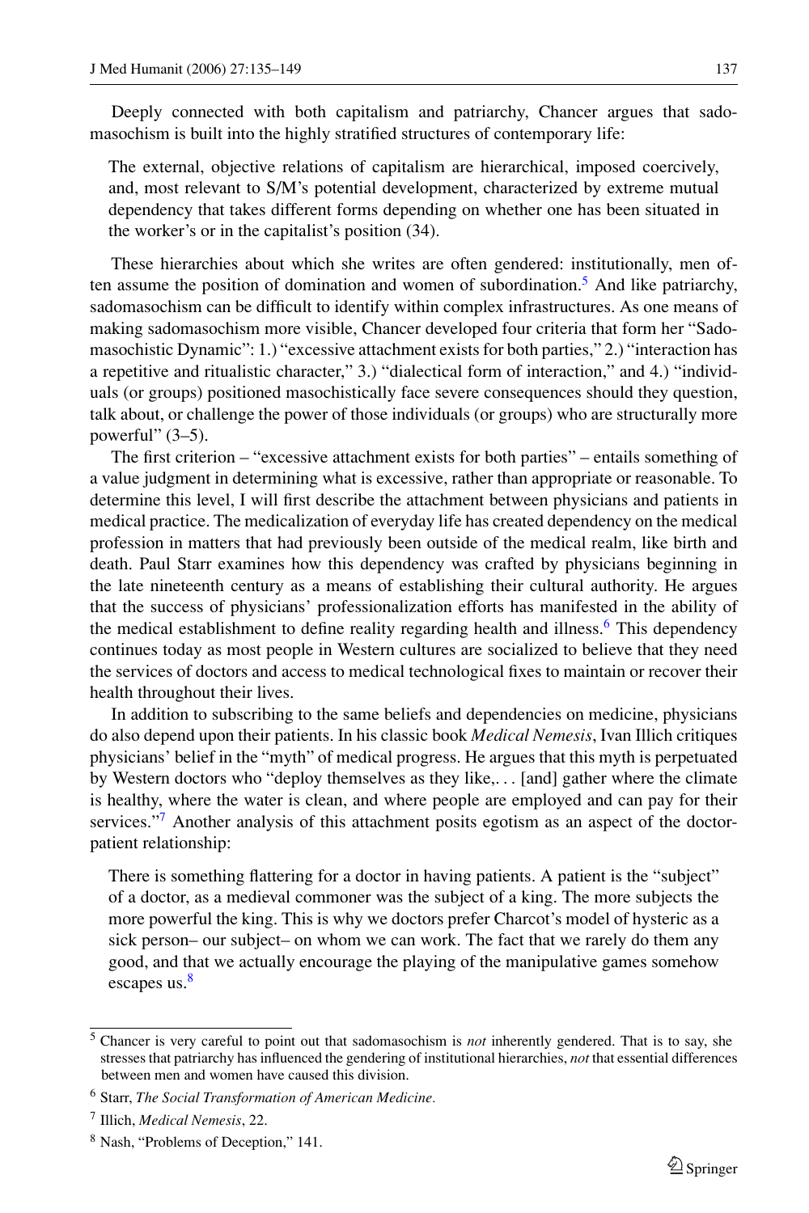Deeply connected with both capitalism and patriarchy, Chancer argues that sadomasochism is built into the highly stratified structures of contemporary life:

> The external, objective relations of capitalism are hierarchical, imposed coercively, and, most relevant to S/M's potential development, characterized by extreme mutual dependency that takes different forms depending on whether one has been situated in the worker's or in the capitalist's position (34).

These hierarchies about which she writes are often gendered: institutionally, men often assume the position of domination and women of subordination.[5] And like patriarchy, sadomasochism can be difficult to identify within complex infrastructures. As one means of making sadomasochism more visible, Chancer developed four criteria that form her "Sadomasochistic Dynamic": 1.) "excessive attachment exists for both parties," 2.) "interaction has a repetitive and ritualistic character," 3.) "dialectical form of interaction," and 4.) "individuals (or groups) positioned masochistically face severe consequences should they question, talk about, or challenge the power of those individuals (or groups) who are structurally more powerful" (3–5).

The first criterion – "excessive attachment exists for both parties" – entails something of a value judgment in determining what is excessive, rather than appropriate or reasonable. To determine this level, I will first describe the attachment between physicians and patients in medical practice. The medicalization of everyday life has created dependency on the medical profession in matters that had previously been outside of the medical realm, like birth and death. Paul Starr examines how this dependency was crafted by physicians beginning in the late nineteenth century as a means of establishing their cultural authority. He argues that the success of physicians' professionalization efforts has manifested in the ability of the medical establishment to define reality regarding health and illness.[6] This dependency continues today as most people in Western cultures are socialized to believe that they need the services of doctors and access to medical technological fixes to maintain or recover their health throughout their lives.

In addition to subscribing to the same beliefs and dependencies on medicine, physicians do also depend upon their patients. In his classic book *Medical Nemesis*, Ivan Illich critiques physicians' belief in the "myth" of medical progress. He argues that this myth is perpetuated by Western doctors who "deploy themselves as they like,. . . [and] gather where the climate is healthy, where the water is clean, and where people are employed and can pay for their services."[7] Another analysis of this attachment posits egotism as an aspect of the doctor-patient relationship:

> There is something flattering for a doctor in having patients. A patient is the "subject" of a doctor, as a medieval commoner was the subject of a king. The more subjects the more powerful the king. This is why we doctors prefer Charcot's model of hysteric as a sick person– our subject– on whom we can work. The fact that we rarely do them any good, and that we actually encourage the playing of the manipulative games somehow escapes us.[8]

---

[5] Chancer is very careful to point out that sadomasochism is *not* inherently gendered. That is to say, she stresses that patriarchy has influenced the gendering of institutional hierarchies, *not* that essential differences between men and women have caused this division.

[6] Starr, *The Social Transformation of American Medicine.*

[7] Illich, *Medical Nemesis*, 22.

[8] Nash, "Problems of Deception," 141.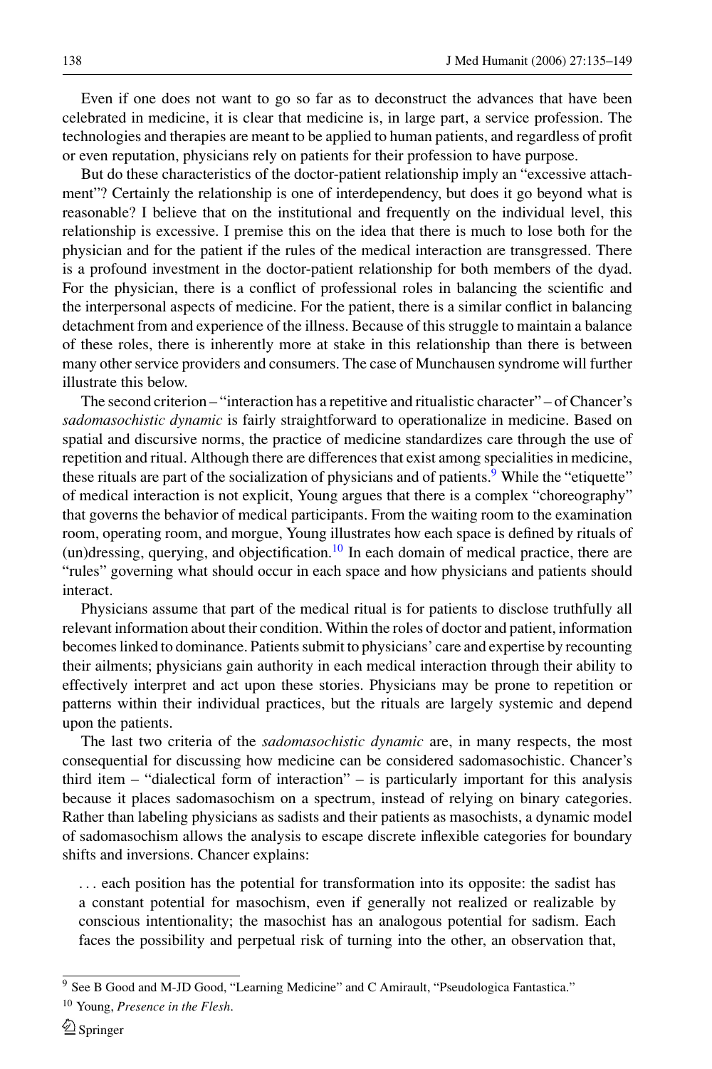Even if one does not want to go so far as to deconstruct the advances that have been celebrated in medicine, it is clear that medicine is, in large part, a service profession. The technologies and therapies are meant to be applied to human patients, and regardless of profit or even reputation, physicians rely on patients for their profession to have purpose.

But do these characteristics of the doctor-patient relationship imply an "excessive attachment"? Certainly the relationship is one of interdependency, but does it go beyond what is reasonable? I believe that on the institutional and frequently on the individual level, this relationship is excessive. I premise this on the idea that there is much to lose both for the physician and for the patient if the rules of the medical interaction are transgressed. There is a profound investment in the doctor-patient relationship for both members of the dyad. For the physician, there is a conflict of professional roles in balancing the scientific and the interpersonal aspects of medicine. For the patient, there is a similar conflict in balancing detachment from and experience of the illness. Because of this struggle to maintain a balance of these roles, there is inherently more at stake in this relationship than there is between many other service providers and consumers. The case of Munchausen syndrome will further illustrate this below.

The second criterion – "interaction has a repetitive and ritualistic character" – of Chancer's *sadomasochistic dynamic* is fairly straightforward to operationalize in medicine. Based on spatial and discursive norms, the practice of medicine standardizes care through the use of repetition and ritual. Although there are differences that exist among specialities in medicine, these rituals are part of the socialization of physicians and of patients.[9] While the "etiquette" of medical interaction is not explicit, Young argues that there is a complex "choreography" that governs the behavior of medical participants. From the waiting room to the examination room, operating room, and morgue, Young illustrates how each space is defined by rituals of (un)dressing, querying, and objectification.[10] In each domain of medical practice, there are "rules" governing what should occur in each space and how physicians and patients should interact.

Physicians assume that part of the medical ritual is for patients to disclose truthfully all relevant information about their condition. Within the roles of doctor and patient, information becomes linked to dominance. Patients submit to physicians' care and expertise by recounting their ailments; physicians gain authority in each medical interaction through their ability to effectively interpret and act upon these stories. Physicians may be prone to repetition or patterns within their individual practices, but the rituals are largely systemic and depend upon the patients.

The last two criteria of the *sadomasochistic dynamic* are, in many respects, the most consequential for discussing how medicine can be considered sadomasochistic. Chancer's third item – "dialectical form of interaction" – is particularly important for this analysis because it places sadomasochism on a spectrum, instead of relying on binary categories. Rather than labeling physicians as sadists and their patients as masochists, a dynamic model of sadomasochism allows the analysis to escape discrete inflexible categories for boundary shifts and inversions. Chancer explains:

> . . . each position has the potential for transformation into its opposite: the sadist has a constant potential for masochism, even if generally not realized or realizable by conscious intentionality; the masochist has an analogous potential for sadism. Each faces the possibility and perpetual risk of turning into the other, an observation that,

---

[9] See B Good and M-JD Good, "Learning Medicine" and C Amirault, "Pseudologica Fantastica."

[10] Young, *Presence in the Flesh*.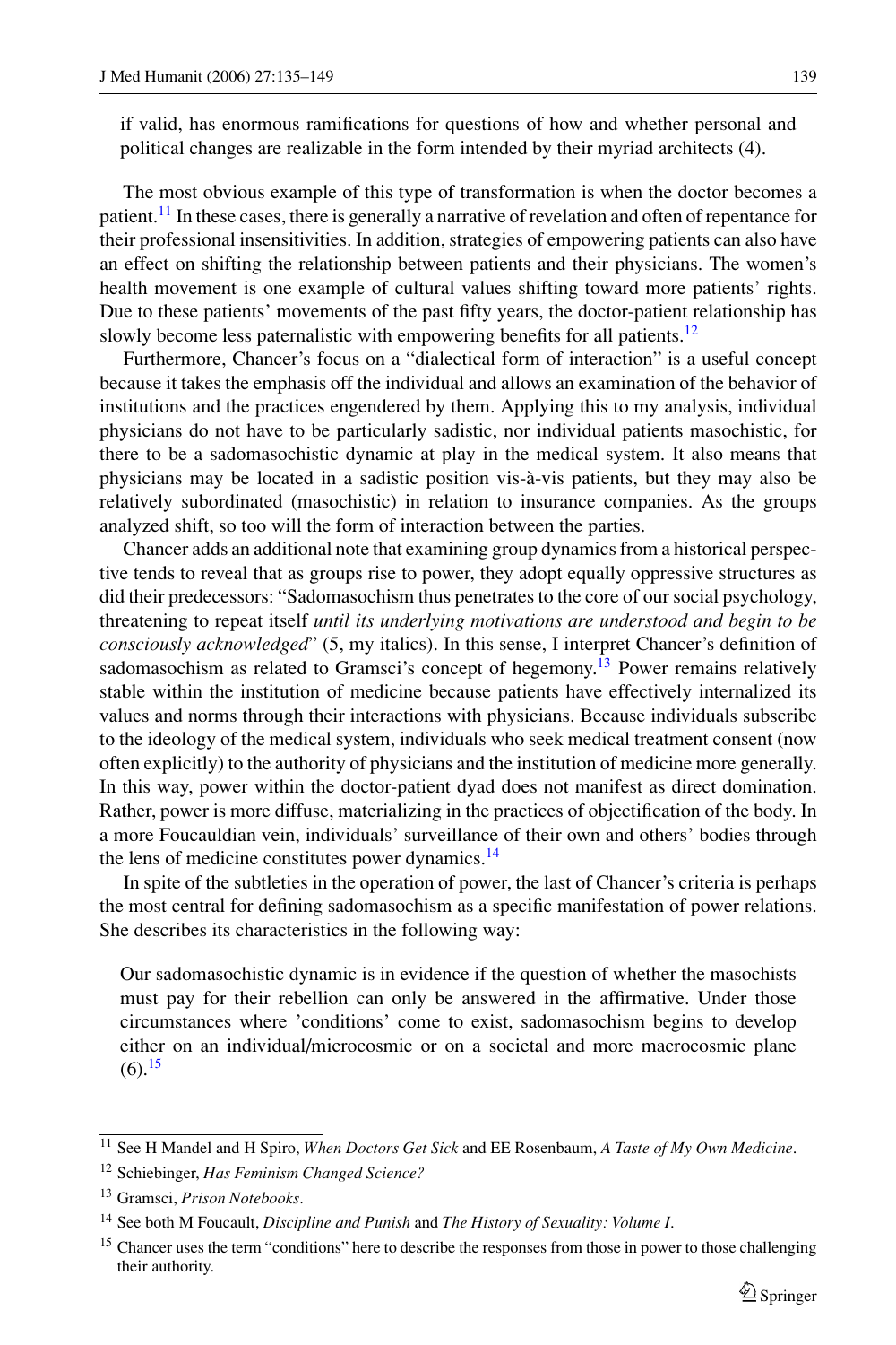> if valid, has enormous ramifications for questions of how and whether personal and political changes are realizable in the form intended by their myriad architects (4).

The most obvious example of this type of transformation is when the doctor becomes a patient.[11] In these cases, there is generally a narrative of revelation and often of repentance for their professional insensitivities. In addition, strategies of empowering patients can also have an effect on shifting the relationship between patients and their physicians. The women's health movement is one example of cultural values shifting toward more patients' rights. Due to these patients' movements of the past fifty years, the doctor-patient relationship has slowly become less paternalistic with empowering benefits for all patients.[12]

Furthermore, Chancer's focus on a "dialectical form of interaction" is a useful concept because it takes the emphasis off the individual and allows an examination of the behavior of institutions and the practices engendered by them. Applying this to my analysis, individual physicians do not have to be particularly sadistic, nor individual patients masochistic, for there to be a sadomasochistic dynamic at play in the medical system. It also means that physicians may be located in a sadistic position vis-à-vis patients, but they may also be relatively subordinated (masochistic) in relation to insurance companies. As the groups analyzed shift, so too will the form of interaction between the parties.

Chancer adds an additional note that examining group dynamics from a historical perspective tends to reveal that as groups rise to power, they adopt equally oppressive structures as did their predecessors: "Sadomasochism thus penetrates to the core of our social psychology, threatening to repeat itself *until its underlying motivations are understood and begin to be consciously acknowledged*" (5, my italics). In this sense, I interpret Chancer's definition of sadomasochism as related to Gramsci's concept of hegemony.[13] Power remains relatively stable within the institution of medicine because patients have effectively internalized its values and norms through their interactions with physicians. Because individuals subscribe to the ideology of the medical system, individuals who seek medical treatment consent (now often explicitly) to the authority of physicians and the institution of medicine more generally. In this way, power within the doctor-patient dyad does not manifest as direct domination. Rather, power is more diffuse, materializing in the practices of objectification of the body. In a more Foucauldian vein, individuals' surveillance of their own and others' bodies through the lens of medicine constitutes power dynamics.[14]

In spite of the subtleties in the operation of power, the last of Chancer's criteria is perhaps the most central for defining sadomasochism as a specific manifestation of power relations. She describes its characteristics in the following way:

> Our sadomasochistic dynamic is in evidence if the question of whether the masochists must pay for their rebellion can only be answered in the affirmative. Under those circumstances where 'conditions' come to exist, sadomasochism begins to develop either on an individual/microcosmic or on a societal and more macrocosmic plane (6).[15]

---

[11] See H Mandel and H Spiro, *When Doctors Get Sick* and EE Rosenbaum, *A Taste of My Own Medicine*.

[12] Schiebinger, *Has Feminism Changed Science?*

[13] Gramsci, *Prison Notebooks.*

[14] See both M Foucault, *Discipline and Punish* and *The History of Sexuality: Volume I*.

[15] Chancer uses the term "conditions" here to describe the responses from those in power to those challenging their authority.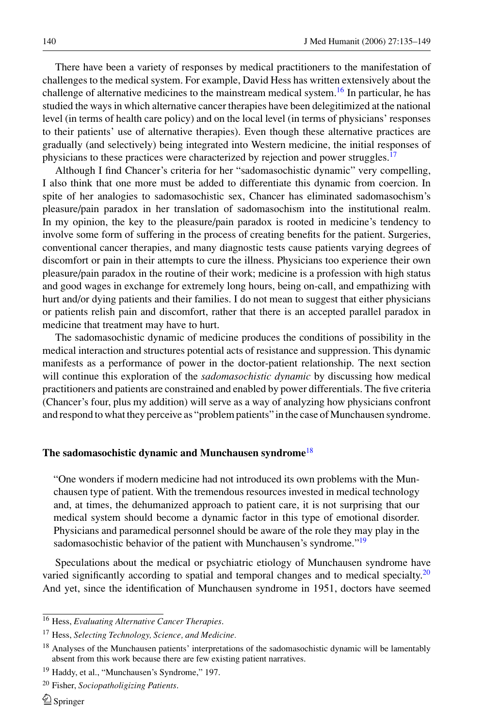There have been a variety of responses by medical practitioners to the manifestation of challenges to the medical system. For example, David Hess has written extensively about the challenge of alternative medicines to the mainstream medical system.[16] In particular, he has studied the ways in which alternative cancer therapies have been delegitimized at the national level (in terms of health care policy) and on the local level (in terms of physicians' responses to their patients' use of alternative therapies). Even though these alternative practices are gradually (and selectively) being integrated into Western medicine, the initial responses of physicians to these practices were characterized by rejection and power struggles.[17]

Although I find Chancer's criteria for her "sadomasochistic dynamic" very compelling, I also think that one more must be added to differentiate this dynamic from coercion. In spite of her analogies to sadomasochistic sex, Chancer has eliminated sadomasochism's pleasure/pain paradox in her translation of sadomasochism into the institutional realm. In my opinion, the key to the pleasure/pain paradox is rooted in medicine's tendency to involve some form of suffering in the process of creating benefits for the patient. Surgeries, conventional cancer therapies, and many diagnostic tests cause patients varying degrees of discomfort or pain in their attempts to cure the illness. Physicians too experience their own pleasure/pain paradox in the routine of their work; medicine is a profession with high status and good wages in exchange for extremely long hours, being on-call, and empathizing with hurt and/or dying patients and their families. I do not mean to suggest that either physicians or patients relish pain and discomfort, rather that there is an accepted parallel paradox in medicine that treatment may have to hurt.

The sadomasochistic dynamic of medicine produces the conditions of possibility in the medical interaction and structures potential acts of resistance and suppression. This dynamic manifests as a performance of power in the doctor-patient relationship. The next section will continue this exploration of the *sadomasochistic dynamic* by discussing how medical practitioners and patients are constrained and enabled by power differentials. The five criteria (Chancer's four, plus my addition) will serve as a way of analyzing how physicians confront and respond to what they perceive as "problem patients" in the case of Munchausen syndrome.

## The sadomasochistic dynamic and Munchausen syndrome[18]

> "One wonders if modern medicine had not introduced its own problems with the Munchausen type of patient. With the tremendous resources invested in medical technology and, at times, the dehumanized approach to patient care, it is not surprising that our medical system should become a dynamic factor in this type of emotional disorder. Physicians and paramedical personnel should be aware of the role they may play in the sadomasochistic behavior of the patient with Munchausen's syndrome."[19]

Speculations about the medical or psychiatric etiology of Munchausen syndrome have varied significantly according to spatial and temporal changes and to medical specialty.[20] And yet, since the identification of Munchausen syndrome in 1951, doctors have seemed

---

[16] Hess, *Evaluating Alternative Cancer Therapies*.

[17] Hess, *Selecting Technology, Science, and Medicine*.

[18] Analyses of the Munchausen patients' interpretations of the sadomasochistic dynamic will be lamentably absent from this work because there are few existing patient narratives.

[19] Haddy, et al., "Munchausen's Syndrome," 197.

[20] Fisher, *Sociopatholigizing Patients*.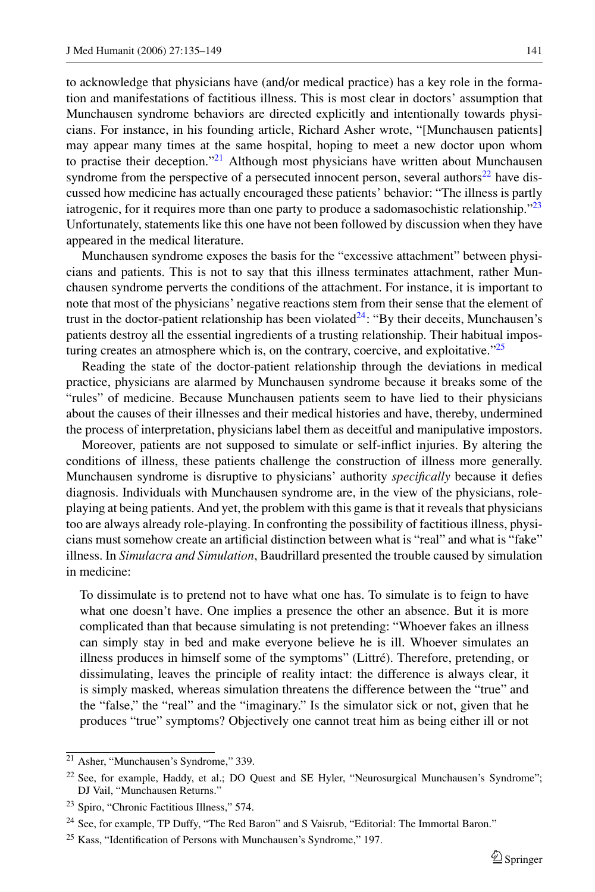to acknowledge that physicians have (and/or medical practice) has a key role in the formation and manifestations of factitious illness. This is most clear in doctors' assumption that Munchausen syndrome behaviors are directed explicitly and intentionally towards physicians. For instance, in his founding article, Richard Asher wrote, "[Munchausen patients] may appear many times at the same hospital, hoping to meet a new doctor upon whom to practise their deception."[21] Although most physicians have written about Munchausen syndrome from the perspective of a persecuted innocent person, several authors[22] have discussed how medicine has actually encouraged these patients' behavior: "The illness is partly iatrogenic, for it requires more than one party to produce a sadomasochistic relationship."[23] Unfortunately, statements like this one have not been followed by discussion when they have appeared in the medical literature.

Munchausen syndrome exposes the basis for the "excessive attachment" between physicians and patients. This is not to say that this illness terminates attachment, rather Munchausen syndrome perverts the conditions of the attachment. For instance, it is important to note that most of the physicians' negative reactions stem from their sense that the element of trust in the doctor-patient relationship has been violated[24]: "By their deceits, Munchausen's patients destroy all the essential ingredients of a trusting relationship. Their habitual imposturing creates an atmosphere which is, on the contrary, coercive, and exploitative."[25]

Reading the state of the doctor-patient relationship through the deviations in medical practice, physicians are alarmed by Munchausen syndrome because it breaks some of the "rules" of medicine. Because Munchausen patients seem to have lied to their physicians about the causes of their illnesses and their medical histories and have, thereby, undermined the process of interpretation, physicians label them as deceitful and manipulative impostors.

Moreover, patients are not supposed to simulate or self-inflict injuries. By altering the conditions of illness, these patients challenge the construction of illness more generally. Munchausen syndrome is disruptive to physicians' authority *specifically* because it defies diagnosis. Individuals with Munchausen syndrome are, in the view of the physicians, role-playing at being patients. And yet, the problem with this game is that it reveals that physicians too are always already role-playing. In confronting the possibility of factitious illness, physicians must somehow create an artificial distinction between what is "real" and what is "fake" illness. In *Simulacra and Simulation*, Baudrillard presented the trouble caused by simulation in medicine:

> To dissimulate is to pretend not to have what one has. To simulate is to feign to have what one doesn't have. One implies a presence the other an absence. But it is more complicated than that because simulating is not pretending: "Whoever fakes an illness can simply stay in bed and make everyone believe he is ill. Whoever simulates an illness produces in himself some of the symptoms" (Littré). Therefore, pretending, or dissimulating, leaves the principle of reality intact: the difference is always clear, it is simply masked, whereas simulation threatens the difference between the "true" and the "false," the "real" and the "imaginary." Is the simulator sick or not, given that he produces "true" symptoms? Objectively one cannot treat him as being either ill or not

---

[21] Asher, "Munchausen's Syndrome," 339.

[22] See, for example, Haddy, et al.; DO Quest and SE Hyler, "Neurosurgical Munchausen's Syndrome"; DJ Vail, "Munchausen Returns."

[23] Spiro, "Chronic Factitious Illness," 574.

[24] See, for example, TP Duffy, "The Red Baron" and S Vaisrub, "Editorial: The Immortal Baron."

[25] Kass, "Identification of Persons with Munchausen's Syndrome," 197.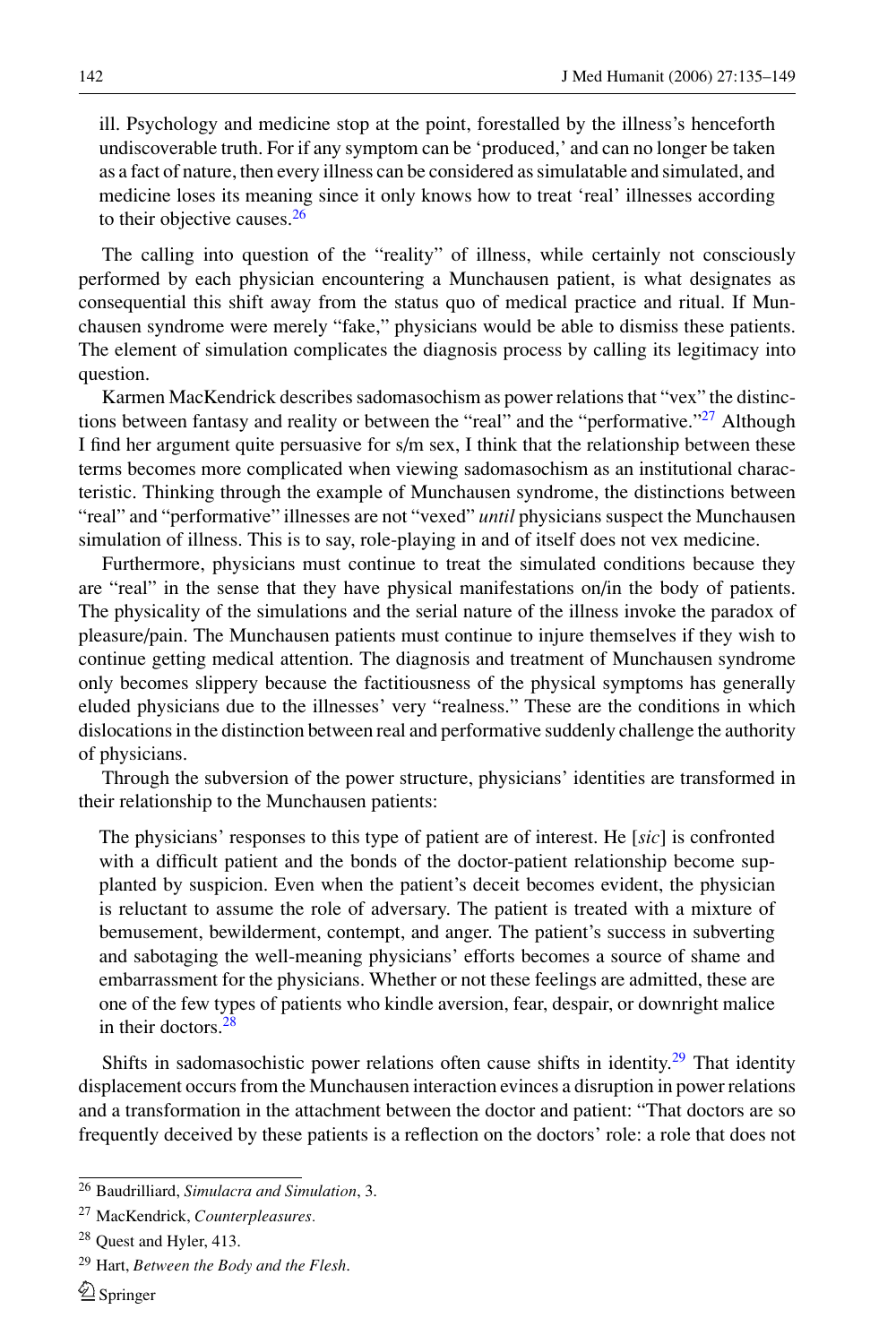> ill. Psychology and medicine stop at the point, forestalled by the illness's henceforth undiscoverable truth. For if any symptom can be 'produced,' and can no longer be taken as a fact of nature, then every illness can be considered as simulatable and simulated, and medicine loses its meaning since it only knows how to treat 'real' illnesses according to their objective causes.[26]

The calling into question of the "reality" of illness, while certainly not consciously performed by each physician encountering a Munchausen patient, is what designates as consequential this shift away from the status quo of medical practice and ritual. If Munchausen syndrome were merely "fake," physicians would be able to dismiss these patients. The element of simulation complicates the diagnosis process by calling its legitimacy into question.

Karmen MacKendrick describes sadomasochism as power relations that "vex" the distinctions between fantasy and reality or between the "real" and the "performative."[27] Although I find her argument quite persuasive for s/m sex, I think that the relationship between these terms becomes more complicated when viewing sadomasochism as an institutional characteristic. Thinking through the example of Munchausen syndrome, the distinctions between "real" and "performative" illnesses are not "vexed" *until* physicians suspect the Munchausen simulation of illness. This is to say, role-playing in and of itself does not vex medicine.

Furthermore, physicians must continue to treat the simulated conditions because they are "real" in the sense that they have physical manifestations on/in the body of patients. The physicality of the simulations and the serial nature of the illness invoke the paradox of pleasure/pain. The Munchausen patients must continue to injure themselves if they wish to continue getting medical attention. The diagnosis and treatment of Munchausen syndrome only becomes slippery because the factitiousness of the physical symptoms has generally eluded physicians due to the illnesses' very "realness." These are the conditions in which dislocations in the distinction between real and performative suddenly challenge the authority of physicians.

Through the subversion of the power structure, physicians' identities are transformed in their relationship to the Munchausen patients:

> The physicians' responses to this type of patient are of interest. He [*sic*] is confronted with a difficult patient and the bonds of the doctor-patient relationship become supplanted by suspicion. Even when the patient's deceit becomes evident, the physician is reluctant to assume the role of adversary. The patient is treated with a mixture of bemusement, bewilderment, contempt, and anger. The patient's success in subverting and sabotaging the well-meaning physicians' efforts becomes a source of shame and embarrassment for the physicians. Whether or not these feelings are admitted, these are one of the few types of patients who kindle aversion, fear, despair, or downright malice in their doctors.[28]

Shifts in sadomasochistic power relations often cause shifts in identity.[29] That identity displacement occurs from the Munchausen interaction evinces a disruption in power relations and a transformation in the attachment between the doctor and patient: "That doctors are so frequently deceived by these patients is a reflection on the doctors' role: a role that does not

---

[26] Baudrilliard, *Simulacra and Simulation*, 3.

[27] MacKendrick, *Counterpleasures*.

[28] Quest and Hyler, 413.

[29] Hart, *Between the Body and the Flesh*.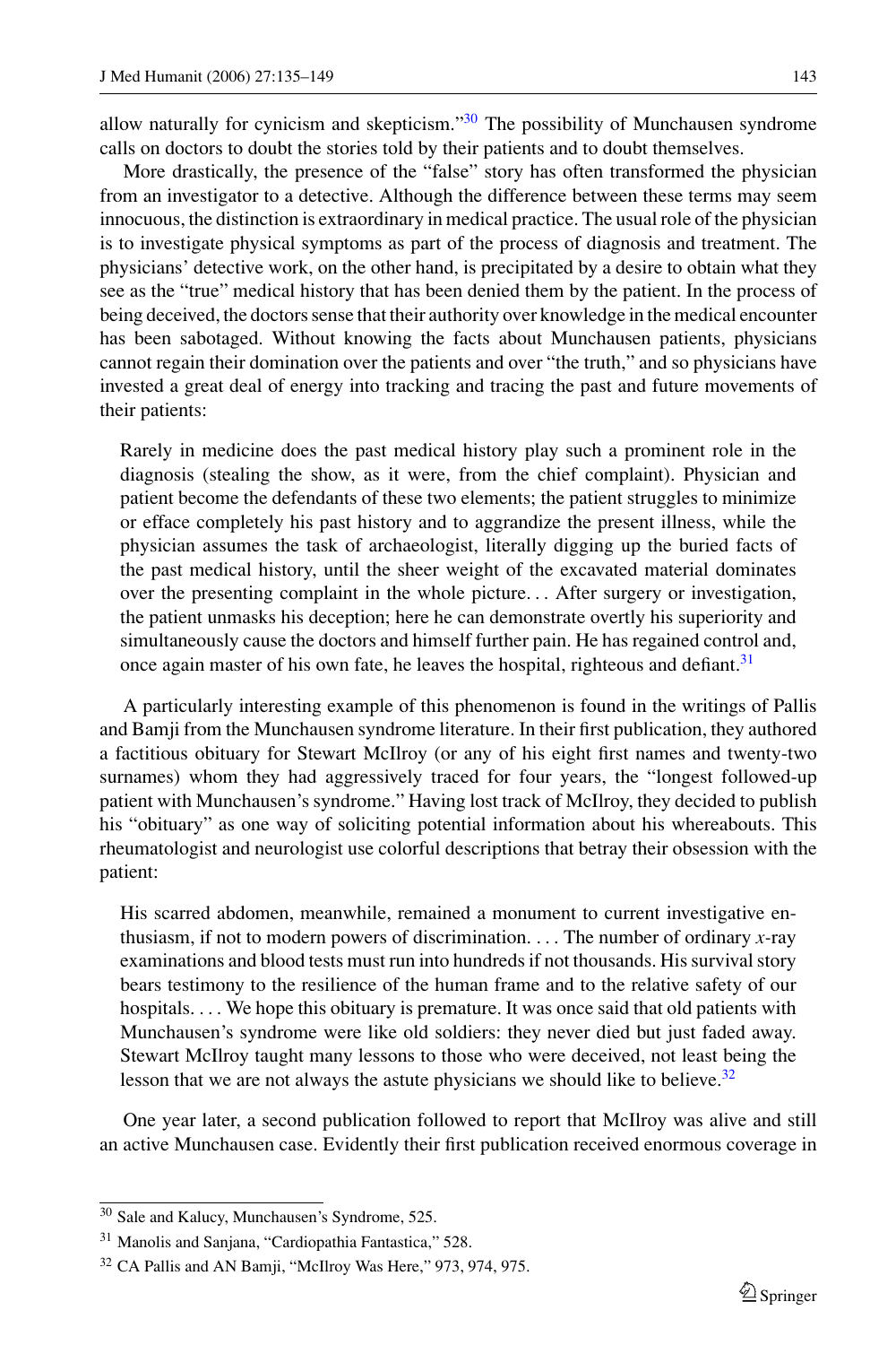allow naturally for cynicism and skepticism."[30] The possibility of Munchausen syndrome calls on doctors to doubt the stories told by their patients and to doubt themselves.

More drastically, the presence of the "false" story has often transformed the physician from an investigator to a detective. Although the difference between these terms may seem innocuous, the distinction is extraordinary in medical practice. The usual role of the physician is to investigate physical symptoms as part of the process of diagnosis and treatment. The physicians' detective work, on the other hand, is precipitated by a desire to obtain what they see as the "true" medical history that has been denied them by the patient. In the process of being deceived, the doctors sense that their authority over knowledge in the medical encounter has been sabotaged. Without knowing the facts about Munchausen patients, physicians cannot regain their domination over the patients and over "the truth," and so physicians have invested a great deal of energy into tracking and tracing the past and future movements of their patients:

> Rarely in medicine does the past medical history play such a prominent role in the diagnosis (stealing the show, as it were, from the chief complaint). Physician and patient become the defendants of these two elements; the patient struggles to minimize or efface completely his past history and to aggrandize the present illness, while the physician assumes the task of archaeologist, literally digging up the buried facts of the past medical history, until the sheer weight of the excavated material dominates over the presenting complaint in the whole picture... After surgery or investigation, the patient unmasks his deception; here he can demonstrate overtly his superiority and simultaneously cause the doctors and himself further pain. He has regained control and, once again master of his own fate, he leaves the hospital, righteous and defiant.[31]

A particularly interesting example of this phenomenon is found in the writings of Pallis and Bamji from the Munchausen syndrome literature. In their first publication, they authored a factitious obituary for Stewart McIlroy (or any of his eight first names and twenty-two surnames) whom they had aggressively traced for four years, the "longest followed-up patient with Munchausen's syndrome." Having lost track of McIlroy, they decided to publish his "obituary" as one way of soliciting potential information about his whereabouts. This rheumatologist and neurologist use colorful descriptions that betray their obsession with the patient:

> His scarred abdomen, meanwhile, remained a monument to current investigative enthusiasm, if not to modern powers of discrimination. . . . The number of ordinary *x*-ray examinations and blood tests must run into hundreds if not thousands. His survival story bears testimony to the resilience of the human frame and to the relative safety of our hospitals. . . . We hope this obituary is premature. It was once said that old patients with Munchausen's syndrome were like old soldiers: they never died but just faded away. Stewart McIlroy taught many lessons to those who were deceived, not least being the lesson that we are not always the astute physicians we should like to believe.[32]

One year later, a second publication followed to report that McIlroy was alive and still an active Munchausen case. Evidently their first publication received enormous coverage in

---

[30] Sale and Kalucy, Munchausen's Syndrome, 525.

[31] Manolis and Sanjana, "Cardiopathia Fantastica," 528.

[32] CA Pallis and AN Bamji, "McIlroy Was Here," 973, 974, 975.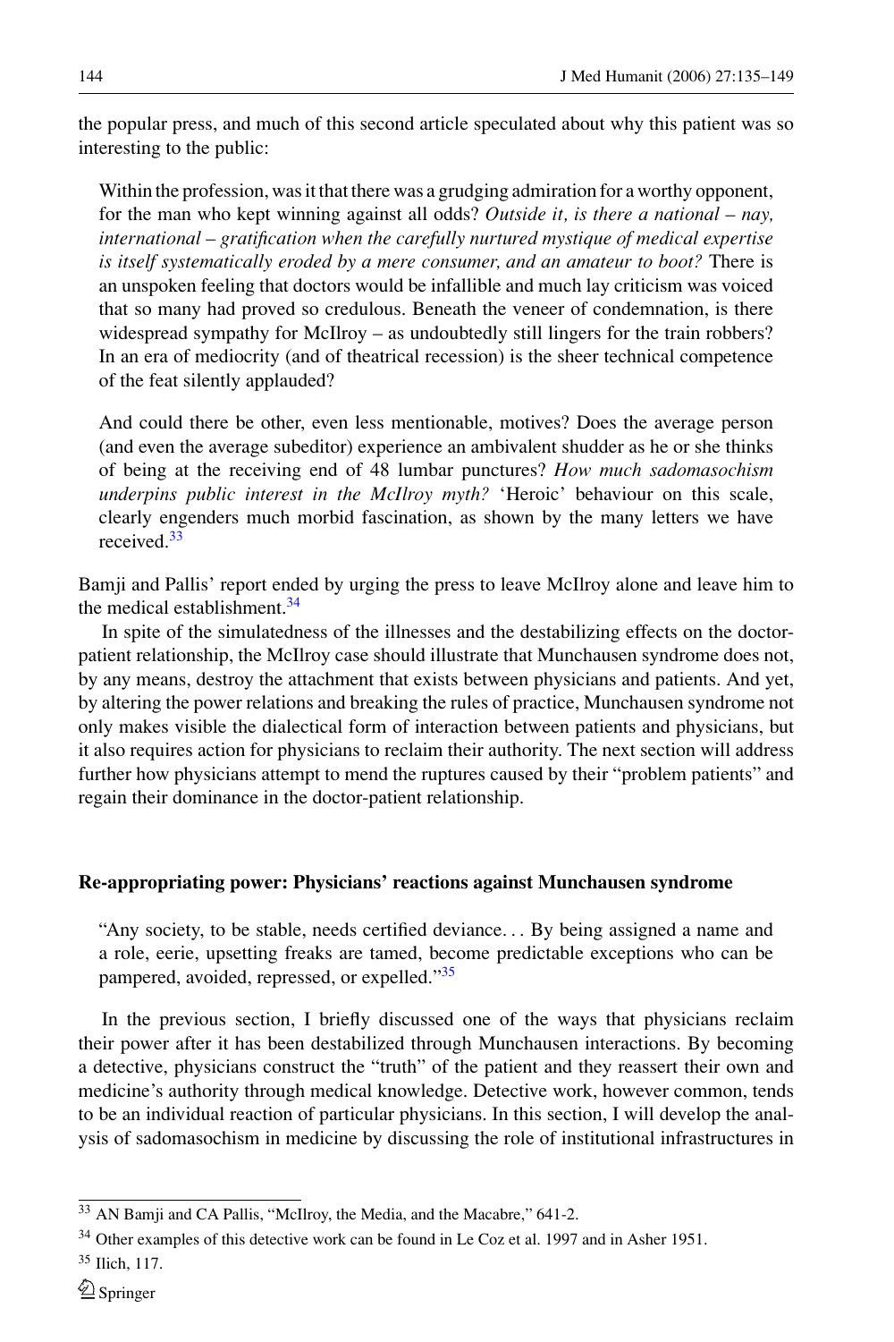the popular press, and much of this second article speculated about why this patient was so interesting to the public:

> Within the profession, was it that there was a grudging admiration for a worthy opponent, for the man who kept winning against all odds? *Outside it, is there a national – nay, international – gratification when the carefully nurtured mystique of medical expertise is itself systematically eroded by a mere consumer, and an amateur to boot?* There is an unspoken feeling that doctors would be infallible and much lay criticism was voiced that so many had proved so credulous. Beneath the veneer of condemnation, is there widespread sympathy for McIlroy – as undoubtedly still lingers for the train robbers? In an era of mediocrity (and of theatrical recession) is the sheer technical competence of the feat silently applauded?
>
> And could there be other, even less mentionable, motives? Does the average person (and even the average subeditor) experience an ambivalent shudder as he or she thinks of being at the receiving end of 48 lumbar punctures? *How much sadomasochism underpins public interest in the McIlroy myth?* 'Heroic' behaviour on this scale, clearly engenders much morbid fascination, as shown by the many letters we have received.[33]

Bamji and Pallis' report ended by urging the press to leave McIlroy alone and leave him to the medical establishment.[34]

In spite of the simulatedness of the illnesses and the destabilizing effects on the doctor-patient relationship, the McIlroy case should illustrate that Munchausen syndrome does not, by any means, destroy the attachment that exists between physicians and patients. And yet, by altering the power relations and breaking the rules of practice, Munchausen syndrome not only makes visible the dialectical form of interaction between patients and physicians, but it also requires action for physicians to reclaim their authority. The next section will address further how physicians attempt to mend the ruptures caused by their "problem patients" and regain their dominance in the doctor-patient relationship.

## Re-appropriating power: Physicians' reactions against Munchausen syndrome

> "Any society, to be stable, needs certified deviance... By being assigned a name and a role, eerie, upsetting freaks are tamed, become predictable exceptions who can be pampered, avoided, repressed, or expelled."[35]

In the previous section, I briefly discussed one of the ways that physicians reclaim their power after it has been destabilized through Munchausen interactions. By becoming a detective, physicians construct the "truth" of the patient and they reassert their own and medicine's authority through medical knowledge. Detective work, however common, tends to be an individual reaction of particular physicians. In this section, I will develop the analysis of sadomasochism in medicine by discussing the role of institutional infrastructures in

---

[33] AN Bamji and CA Pallis, "McIlroy, the Media, and the Macabre," 641-2.

[34] Other examples of this detective work can be found in Le Coz et al. 1997 and in Asher 1951.

[35] Ilich, 117.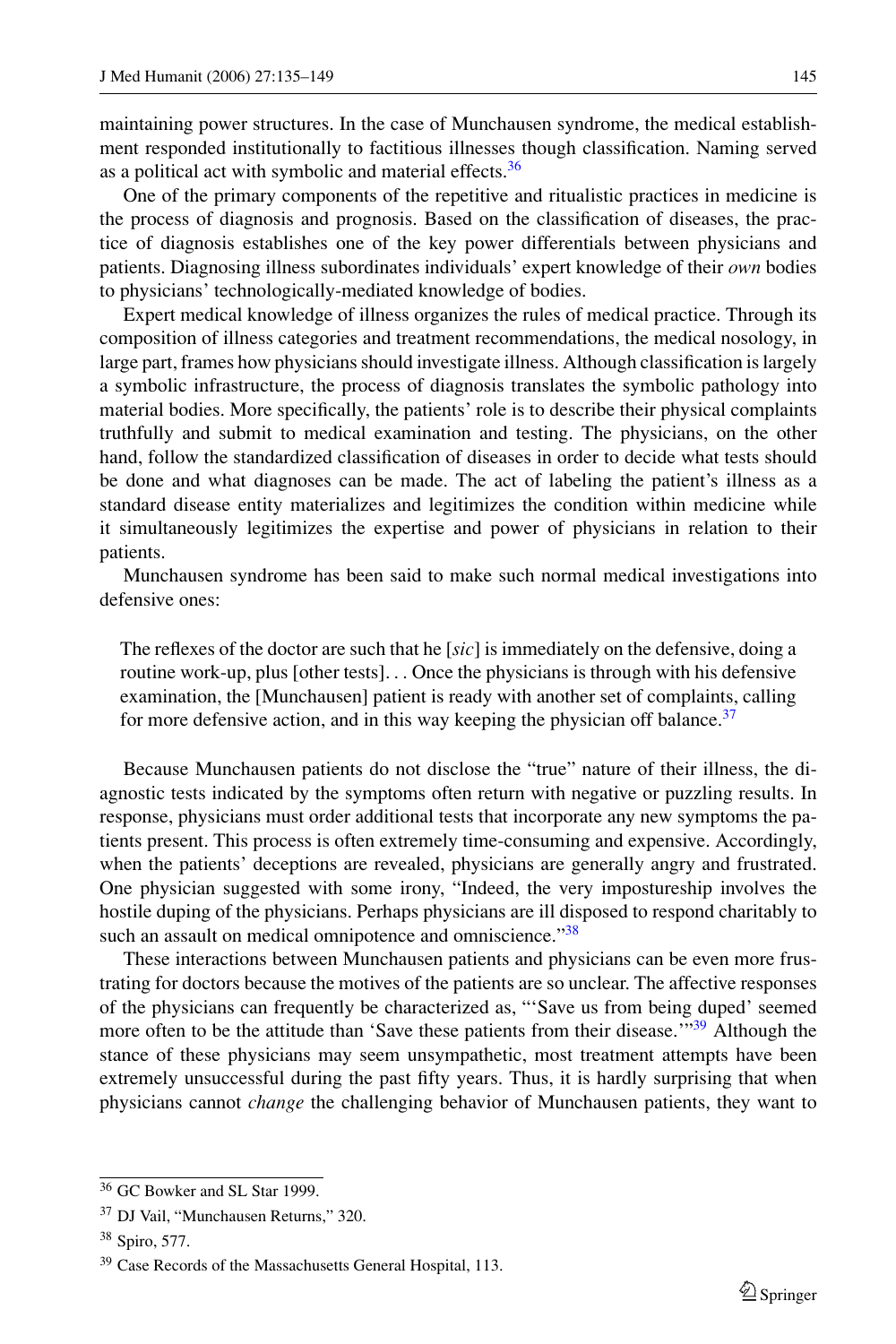maintaining power structures. In the case of Munchausen syndrome, the medical establishment responded institutionally to factitious illnesses though classification. Naming served as a political act with symbolic and material effects.[36]

One of the primary components of the repetitive and ritualistic practices in medicine is the process of diagnosis and prognosis. Based on the classification of diseases, the practice of diagnosis establishes one of the key power differentials between physicians and patients. Diagnosing illness subordinates individuals' expert knowledge of their *own* bodies to physicians' technologically-mediated knowledge of bodies.

Expert medical knowledge of illness organizes the rules of medical practice. Through its composition of illness categories and treatment recommendations, the medical nosology, in large part, frames how physicians should investigate illness. Although classification is largely a symbolic infrastructure, the process of diagnosis translates the symbolic pathology into material bodies. More specifically, the patients' role is to describe their physical complaints truthfully and submit to medical examination and testing. The physicians, on the other hand, follow the standardized classification of diseases in order to decide what tests should be done and what diagnoses can be made. The act of labeling the patient's illness as a standard disease entity materializes and legitimizes the condition within medicine while it simultaneously legitimizes the expertise and power of physicians in relation to their patients.

Munchausen syndrome has been said to make such normal medical investigations into defensive ones:

> The reflexes of the doctor are such that he [*sic*] is immediately on the defensive, doing a routine work-up, plus [other tests]. . . Once the physicians is through with his defensive examination, the [Munchausen] patient is ready with another set of complaints, calling for more defensive action, and in this way keeping the physician off balance.[37]

Because Munchausen patients do not disclose the "true" nature of their illness, the diagnostic tests indicated by the symptoms often return with negative or puzzling results. In response, physicians must order additional tests that incorporate any new symptoms the patients present. This process is often extremely time-consuming and expensive. Accordingly, when the patients' deceptions are revealed, physicians are generally angry and frustrated. One physician suggested with some irony, "Indeed, the very impostureship involves the hostile duping of the physicians. Perhaps physicians are ill disposed to respond charitably to such an assault on medical omnipotence and omniscience."[38]

These interactions between Munchausen patients and physicians can be even more frustrating for doctors because the motives of the patients are so unclear. The affective responses of the physicians can frequently be characterized as, "'Save us from being duped' seemed more often to be the attitude than 'Save these patients from their disease.'"[39] Although the stance of these physicians may seem unsympathetic, most treatment attempts have been extremely unsuccessful during the past fifty years. Thus, it is hardly surprising that when physicians cannot *change* the challenging behavior of Munchausen patients, they want to

---

[36] GC Bowker and SL Star 1999.

[37] DJ Vail, "Munchausen Returns," 320.

[38] Spiro, 577.

[39] Case Records of the Massachusetts General Hospital, 113.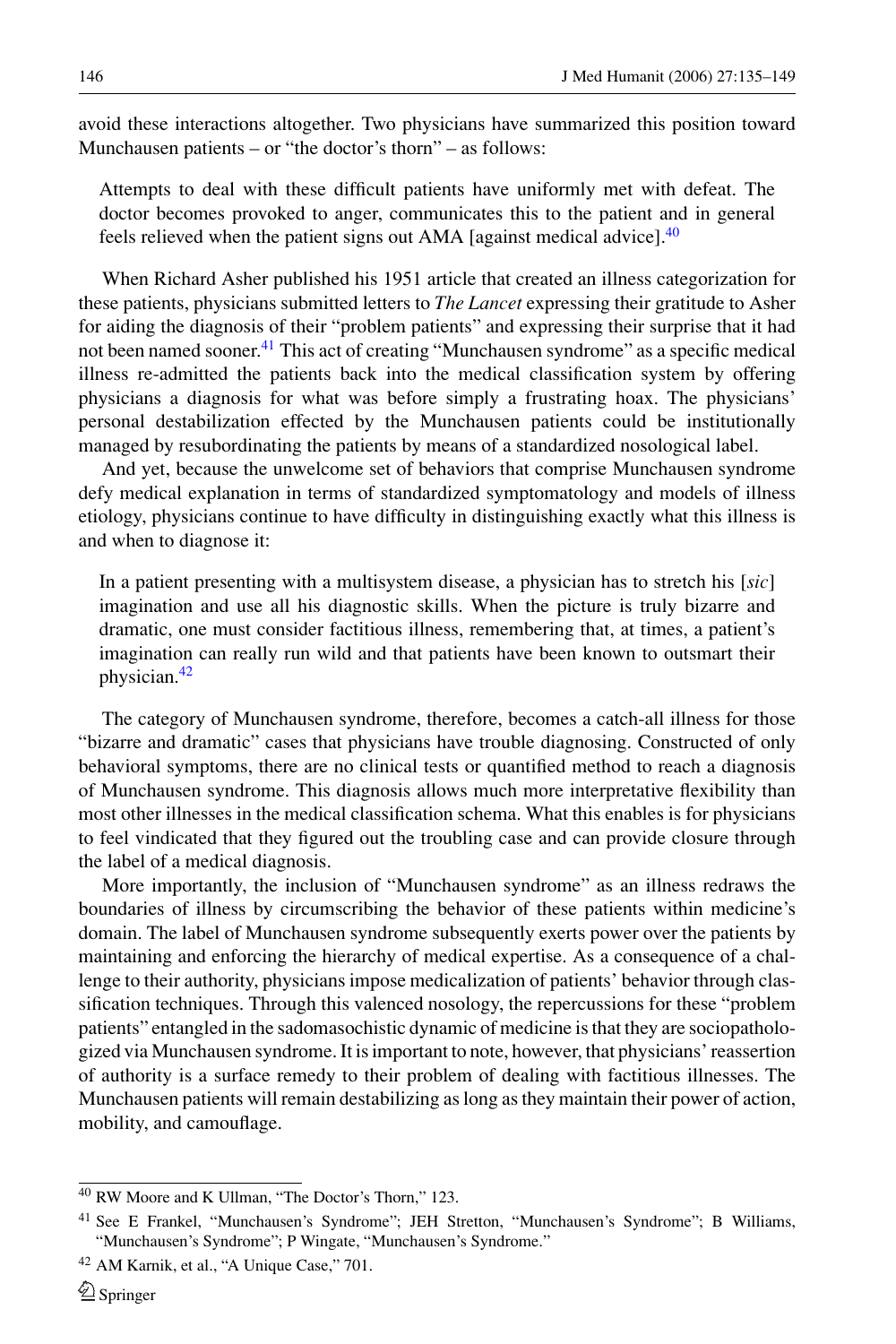avoid these interactions altogether. Two physicians have summarized this position toward Munchausen patients – or "the doctor's thorn" – as follows:

> Attempts to deal with these difficult patients have uniformly met with defeat. The doctor becomes provoked to anger, communicates this to the patient and in general feels relieved when the patient signs out AMA [against medical advice].[40]

When Richard Asher published his 1951 article that created an illness categorization for these patients, physicians submitted letters to *The Lancet* expressing their gratitude to Asher for aiding the diagnosis of their "problem patients" and expressing their surprise that it had not been named sooner.[41] This act of creating "Munchausen syndrome" as a specific medical illness re-admitted the patients back into the medical classification system by offering physicians a diagnosis for what was before simply a frustrating hoax. The physicians' personal destabilization effected by the Munchausen patients could be institutionally managed by resubordinating the patients by means of a standardized nosological label.

And yet, because the unwelcome set of behaviors that comprise Munchausen syndrome defy medical explanation in terms of standardized symptomatology and models of illness etiology, physicians continue to have difficulty in distinguishing exactly what this illness is and when to diagnose it:

> In a patient presenting with a multisystem disease, a physician has to stretch his [*sic*] imagination and use all his diagnostic skills. When the picture is truly bizarre and dramatic, one must consider factitious illness, remembering that, at times, a patient's imagination can really run wild and that patients have been known to outsmart their physician.[42]

The category of Munchausen syndrome, therefore, becomes a catch-all illness for those "bizarre and dramatic" cases that physicians have trouble diagnosing. Constructed of only behavioral symptoms, there are no clinical tests or quantified method to reach a diagnosis of Munchausen syndrome. This diagnosis allows much more interpretative flexibility than most other illnesses in the medical classification schema. What this enables is for physicians to feel vindicated that they figured out the troubling case and can provide closure through the label of a medical diagnosis.

More importantly, the inclusion of "Munchausen syndrome" as an illness redraws the boundaries of illness by circumscribing the behavior of these patients within medicine's domain. The label of Munchausen syndrome subsequently exerts power over the patients by maintaining and enforcing the hierarchy of medical expertise. As a consequence of a challenge to their authority, physicians impose medicalization of patients' behavior through classification techniques. Through this valenced nosology, the repercussions for these "problem patients" entangled in the sadomasochistic dynamic of medicine is that they are sociopathologized via Munchausen syndrome. It is important to note, however, that physicians' reassertion of authority is a surface remedy to their problem of dealing with factitious illnesses. The Munchausen patients will remain destabilizing as long as they maintain their power of action, mobility, and camouflage.

---

[40] RW Moore and K Ullman, "The Doctor's Thorn," 123.

[41] See E Frankel, "Munchausen's Syndrome"; JEH Stretton, "Munchausen's Syndrome"; B Williams, "Munchausen's Syndrome"; P Wingate, "Munchausen's Syndrome."

[42] AM Karnik, et al., "A Unique Case," 701.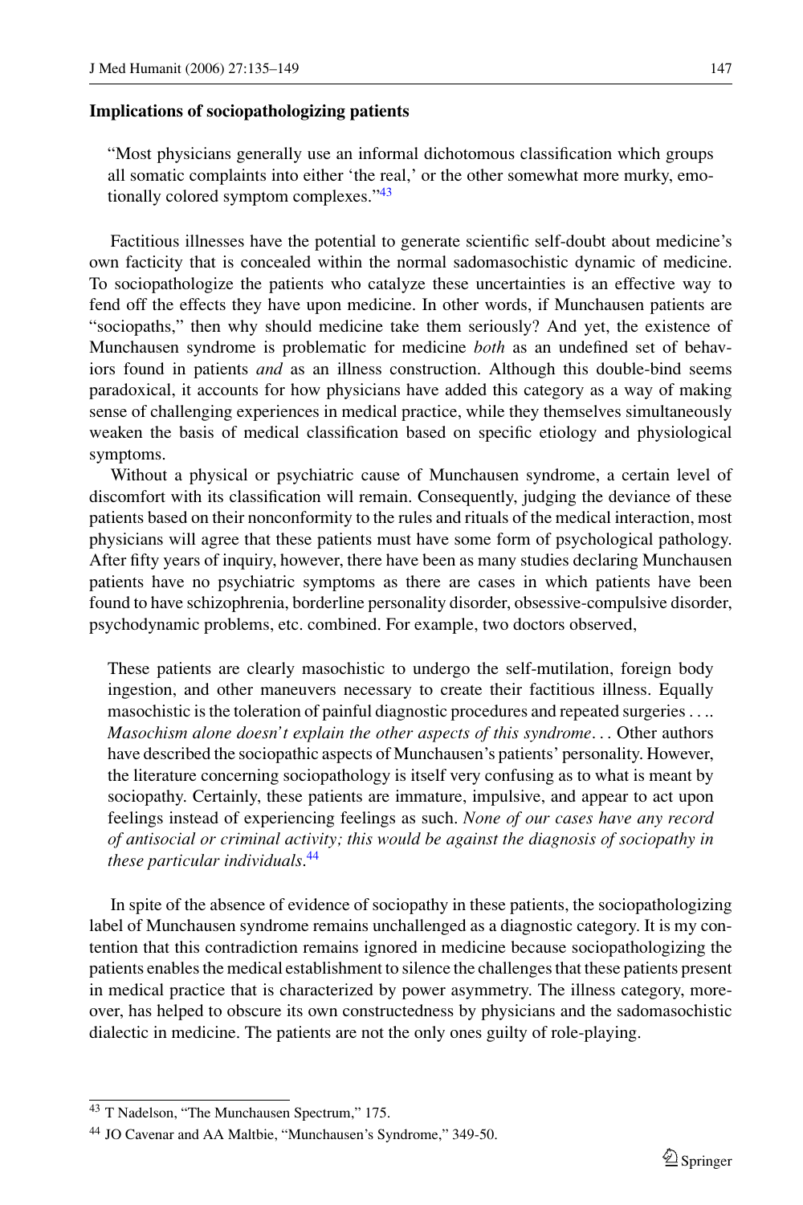### Implications of sociopathologizing patients

> "Most physicians generally use an informal dichotomous classification which groups all somatic complaints into either 'the real,' or the other somewhat more murky, emotionally colored symptom complexes."[43]

Factitious illnesses have the potential to generate scientific self-doubt about medicine's own facticity that is concealed within the normal sadomasochistic dynamic of medicine. To sociopathologize the patients who catalyze these uncertainties is an effective way to fend off the effects they have upon medicine. In other words, if Munchausen patients are "sociopaths," then why should medicine take them seriously? And yet, the existence of Munchausen syndrome is problematic for medicine *both* as an undefined set of behaviors found in patients *and* as an illness construction. Although this double-bind seems paradoxical, it accounts for how physicians have added this category as a way of making sense of challenging experiences in medical practice, while they themselves simultaneously weaken the basis of medical classification based on specific etiology and physiological symptoms.

Without a physical or psychiatric cause of Munchausen syndrome, a certain level of discomfort with its classification will remain. Consequently, judging the deviance of these patients based on their nonconformity to the rules and rituals of the medical interaction, most physicians will agree that these patients must have some form of psychological pathology. After fifty years of inquiry, however, there have been as many studies declaring Munchausen patients have no psychiatric symptoms as there are cases in which patients have been found to have schizophrenia, borderline personality disorder, obsessive-compulsive disorder, psychodynamic problems, etc. combined. For example, two doctors observed,

> These patients are clearly masochistic to undergo the self-mutilation, foreign body ingestion, and other maneuvers necessary to create their factitious illness. Equally masochistic is the toleration of painful diagnostic procedures and repeated surgeries . . .. *Masochism alone doesn't explain the other aspects of this syndrome*. . . Other authors have described the sociopathic aspects of Munchausen's patients' personality. However, the literature concerning sociopathology is itself very confusing as to what is meant by sociopathy. Certainly, these patients are immature, impulsive, and appear to act upon feelings instead of experiencing feelings as such. *None of our cases have any record of antisocial or criminal activity; this would be against the diagnosis of sociopathy in these particular individuals*.[44]

In spite of the absence of evidence of sociopathy in these patients, the sociopathologizing label of Munchausen syndrome remains unchallenged as a diagnostic category. It is my contention that this contradiction remains ignored in medicine because sociopathologizing the patients enables the medical establishment to silence the challenges that these patients present in medical practice that is characterized by power asymmetry. The illness category, moreover, has helped to obscure its own constructedness by physicians and the sadomasochistic dialectic in medicine. The patients are not the only ones guilty of role-playing.

---

[43] T Nadelson, "The Munchausen Spectrum," 175.

[44] JO Cavenar and AA Maltbie, "Munchausen's Syndrome," 349-50.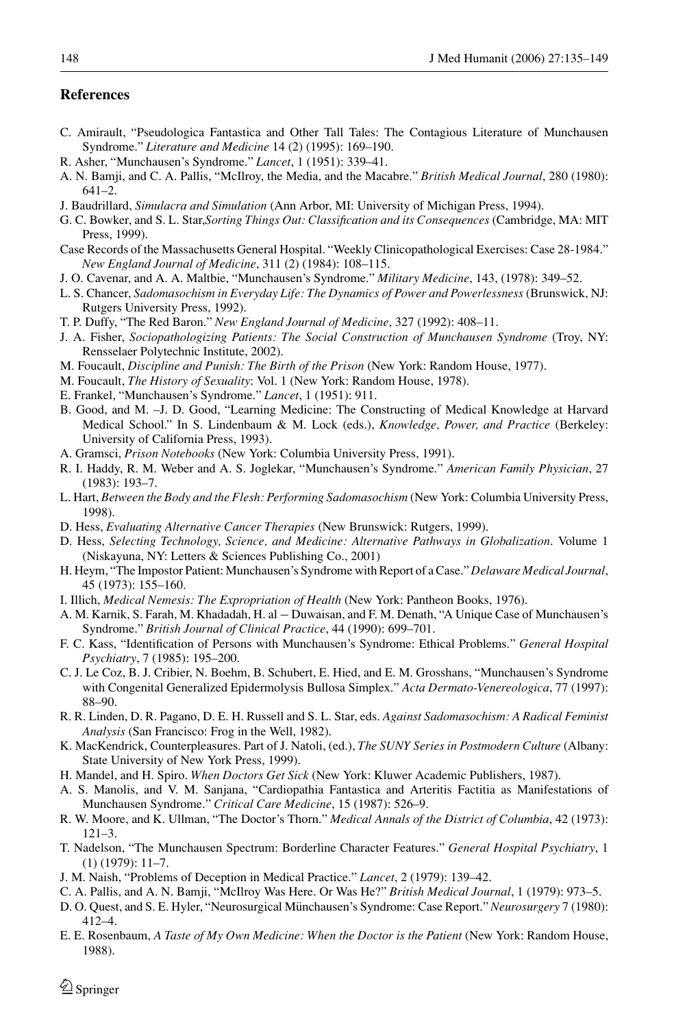## References

C. Amirault, "Pseudologica Fantastica and Other Tall Tales: The Contagious Literature of Munchausen Syndrome." *Literature and Medicine* 14 (2) (1995): 169–190.

R. Asher, "Munchausen's Syndrome." *Lancet*, 1 (1951): 339–41.

A. N. Bamji, and C. A. Pallis, "McIlroy, the Media, and the Macabre." *British Medical Journal*, 280 (1980): 641–2.

J. Baudrillard, *Simulacra and Simulation* (Ann Arbor, MI: University of Michigan Press, 1994).

G. C. Bowker, and S. L. Star,*Sorting Things Out: Classification and its Consequences* (Cambridge, MA: MIT Press, 1999).

Case Records of the Massachusetts General Hospital. "Weekly Clinicopathological Exercises: Case 28-1984." *New England Journal of Medicine*, 311 (2) (1984): 108–115.

J. O. Cavenar, and A. A. Maltbie, "Munchausen's Syndrome." *Military Medicine*, 143, (1978): 349–52.

L. S. Chancer, *Sadomasochism in Everyday Life: The Dynamics of Power and Powerlessness* (Brunswick, NJ: Rutgers University Press, 1992).

T. P. Duffy, "The Red Baron." *New England Journal of Medicine*, 327 (1992): 408–11.

J. A. Fisher, *Sociopathologizing Patients: The Social Construction of Munchausen Syndrome* (Troy, NY: Rensselaer Polytechnic Institute, 2002).

M. Foucault, *Discipline and Punish: The Birth of the Prison* (New York: Random House, 1977).

M. Foucault, *The History of Sexuality*: Vol. 1 (New York: Random House, 1978).

E. Frankel, "Munchausen's Syndrome." *Lancet*, 1 (1951): 911.

B. Good, and M. –J. D. Good, "Learning Medicine: The Constructing of Medical Knowledge at Harvard Medical School." In S. Lindenbaum & M. Lock (eds.), *Knowledge, Power, and Practice* (Berkeley: University of California Press, 1993).

A. Gramsci, *Prison Notebooks* (New York: Columbia University Press, 1991).

R. I. Haddy, R. M. Weber and A. S. Joglekar, "Munchausen's Syndrome." *American Family Physician*, 27 (1983): 193–7.

L. Hart, *Between the Body and the Flesh: Performing Sadomasochism* (New York: Columbia University Press, 1998).

D. Hess, *Evaluating Alternative Cancer Therapies* (New Brunswick: Rutgers, 1999).

D. Hess, *Selecting Technology, Science, and Medicine: Alternative Pathways in Globalization*. Volume 1 (Niskayuna, NY: Letters & Sciences Publishing Co., 2001)

H. Heym, "The Impostor Patient: Munchausen's Syndrome with Report of a Case." *Delaware Medical Journal*, 45 (1973): 155–160.

I. Illich, *Medical Nemesis: The Expropriation of Health* (New York: Pantheon Books, 1976).

A. M. Karnik, S. Farah, M. Khadadah, H. al – Duwaisan, and F. M. Denath, "A Unique Case of Munchausen's Syndrome." *British Journal of Clinical Practice*, 44 (1990): 699–701.

F. C. Kass, "Identification of Persons with Munchausen's Syndrome: Ethical Problems." *General Hospital Psychiatry*, 7 (1985): 195–200.

C. J. Le Coz, B. J. Cribier, N. Boehm, B. Schubert, E. Hied, and E. M. Grosshans, "Munchausen's Syndrome with Congenital Generalized Epidermolysis Bullosa Simplex." *Acta Dermato-Venereologica*, 77 (1997): 88–90.

R. R. Linden, D. R. Pagano, D. E. H. Russell and S. L. Star, eds. *Against Sadomasochism: A Radical Feminist Analysis* (San Francisco: Frog in the Well, 1982).

K. MacKendrick, Counterpleasures. Part of J. Natoli, (ed.), *The SUNY Series in Postmodern Culture* (Albany: State University of New York Press, 1999).

H. Mandel, and H. Spiro. *When Doctors Get Sick* (New York: Kluwer Academic Publishers, 1987).

A. S. Manolis, and V. M. Sanjana, "Cardiopathia Fantastica and Arteritis Factitia as Manifestations of Munchausen Syndrome." *Critical Care Medicine*, 15 (1987): 526–9.

R. W. Moore, and K. Ullman, "The Doctor's Thorn." *Medical Annals of the District of Columbia*, 42 (1973): 121–3.

T. Nadelson, "The Munchausen Spectrum: Borderline Character Features." *General Hospital Psychiatry*, 1 (1) (1979): 11–7.

J. M. Naish, "Problems of Deception in Medical Practice." *Lancet*, 2 (1979): 139–42.

C. A. Pallis, and A. N. Bamji, "McIlroy Was Here. Or Was He?" *British Medical Journal*, 1 (1979): 973–5.

D. O. Quest, and S. E. Hyler, "Neurosurgical Münchausen's Syndrome: Case Report." *Neurosurgery* 7 (1980): 412–4.

E. E. Rosenbaum, *A Taste of My Own Medicine: When the Doctor is the Patient* (New York: Random House, 1988).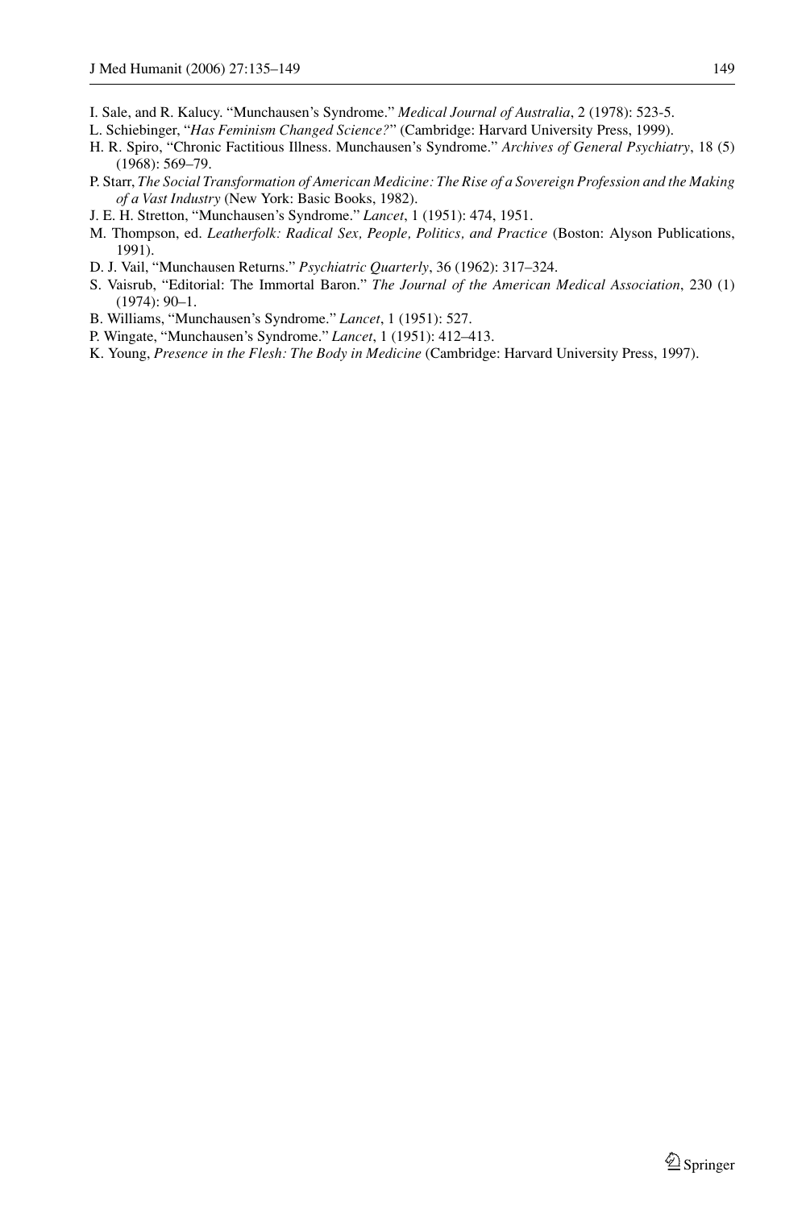I. Sale, and R. Kalucy. "Munchausen's Syndrome." *Medical Journal of Australia*, 2 (1978): 523-5.

L. Schiebinger, "*Has Feminism Changed Science?*" (Cambridge: Harvard University Press, 1999).

H. R. Spiro, "Chronic Factitious Illness. Munchausen's Syndrome." *Archives of General Psychiatry*, 18 (5) (1968): 569–79.

P. Starr, *The Social Transformation of American Medicine: The Rise of a Sovereign Profession and the Making of a Vast Industry* (New York: Basic Books, 1982).

J. E. H. Stretton, "Munchausen's Syndrome." *Lancet*, 1 (1951): 474, 1951.

M. Thompson, ed. *Leatherfolk: Radical Sex, People, Politics, and Practice* (Boston: Alyson Publications, 1991).

D. J. Vail, "Munchausen Returns." *Psychiatric Quarterly*, 36 (1962): 317–324.

S. Vaisrub, "Editorial: The Immortal Baron." *The Journal of the American Medical Association*, 230 (1) (1974): 90–1.

B. Williams, "Munchausen's Syndrome." *Lancet*, 1 (1951): 527.

P. Wingate, "Munchausen's Syndrome." *Lancet*, 1 (1951): 412–413.

K. Young, *Presence in the Flesh: The Body in Medicine* (Cambridge: Harvard University Press, 1997).